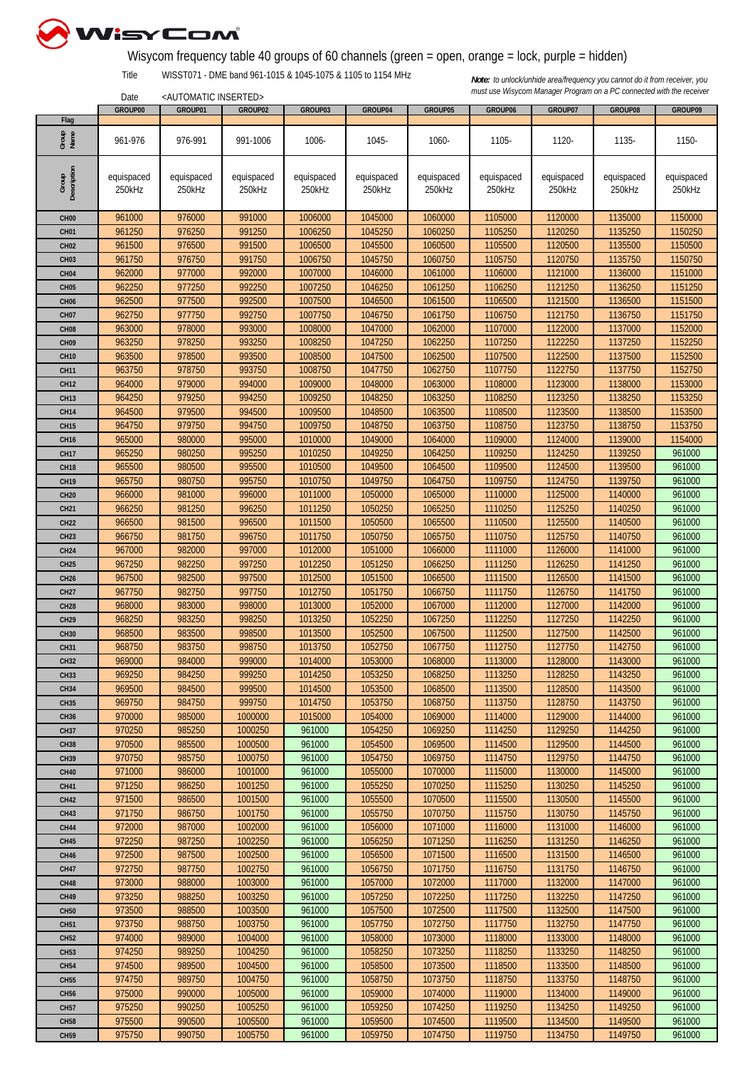Wisycom frequency table 40 groups of 60 channels (green = open, orange = lock, purple = hidden)

Title WISST071 - DME band 961-1015 & 1045-1075 & 1105 to 1154 MHz

Date <AUTOMATIC INSERTED>

*Note: to unlock/unhide area/frequency you cannot do it from receiver, you must use Wisycom Manager Program on a PC connected with the receiver*

| | GROUP00 | GROUP01 | GROUP02 | GROUP03 | GROUP04 | GROUP05 | GROUP06 | GROUP07 | GROUP08 | GROUP09 |
|---|---|---|---|---|---|---|---|---|---|---|
| Flag | | | | | | | | | | |
| Group Name | 961-976 | 976-991 | 991-1006 | 1006- | 1045- | 1060- | 1105- | 1120- | 1135- | 1150- |
| Group Description | equispaced 250kHz | equispaced 250kHz | equispaced 250kHz | equispaced 250kHz | equispaced 250kHz | equispaced 250kHz | equispaced 250kHz | equispaced 250kHz | equispaced 250kHz | equispaced 250kHz |
| CH00 | 961000 | 976000 | 991000 | 1006000 | 1045000 | 1060000 | 1105000 | 1120000 | 1135000 | 1150000 |
| CH01 | 961250 | 976250 | 991250 | 1006250 | 1045250 | 1060250 | 1105250 | 1120250 | 1135250 | 1150250 |
| CH02 | 961500 | 976500 | 991500 | 1006500 | 1045500 | 1060500 | 1105500 | 1120500 | 1135500 | 1150500 |
| CH03 | 961750 | 976750 | 991750 | 1006750 | 1045750 | 1060750 | 1105750 | 1120750 | 1135750 | 1150750 |
| CH04 | 962000 | 977000 | 992000 | 1007000 | 1046000 | 1061000 | 1106000 | 1121000 | 1136000 | 1151000 |
| CH05 | 962250 | 977250 | 992250 | 1007250 | 1046250 | 1061250 | 1106250 | 1121250 | 1136250 | 1151250 |
| CH06 | 962500 | 977500 | 992500 | 1007500 | 1046500 | 1061500 | 1106500 | 1121500 | 1136500 | 1151500 |
| CH07 | 962750 | 977750 | 992750 | 1007750 | 1046750 | 1061750 | 1106750 | 1121750 | 1136750 | 1151750 |
| CH08 | 963000 | 978000 | 993000 | 1008000 | 1047000 | 1062000 | 1107000 | 1122000 | 1137000 | 1152000 |
| CH09 | 963250 | 978250 | 993250 | 1008250 | 1047250 | 1062250 | 1107250 | 1122250 | 1137250 | 1152250 |
| CH10 | 963500 | 978500 | 993500 | 1008500 | 1047500 | 1062500 | 1107500 | 1122500 | 1137500 | 1152500 |
| CH11 | 963750 | 978750 | 993750 | 1008750 | 1047750 | 1062750 | 1107750 | 1122750 | 1137750 | 1152750 |
| CH12 | 964000 | 979000 | 994000 | 1009000 | 1048000 | 1063000 | 1108000 | 1123000 | 1138000 | 1153000 |
| CH13 | 964250 | 979250 | 994250 | 1009250 | 1048250 | 1063250 | 1108250 | 1123250 | 1138250 | 1153250 |
| CH14 | 964500 | 979500 | 994500 | 1009500 | 1048500 | 1063500 | 1108500 | 1123500 | 1138500 | 1153500 |
| CH15 | 964750 | 979750 | 994750 | 1009750 | 1048750 | 1063750 | 1108750 | 1123750 | 1138750 | 1153750 |
| CH16 | 965000 | 980000 | 995000 | 1010000 | 1049000 | 1064000 | 1109000 | 1124000 | 1139000 | 1154000 |
| CH17 | 965250 | 980250 | 995250 | 1010250 | 1049250 | 1064250 | 1109250 | 1124250 | 1139250 | 961000 |
| CH18 | 965500 | 980500 | 995500 | 1010500 | 1049500 | 1064500 | 1109500 | 1124500 | 1139500 | 961000 |
| CH19 | 965750 | 980750 | 995750 | 1010750 | 1049750 | 1064750 | 1109750 | 1124750 | 1139750 | 961000 |
| CH20 | 966000 | 981000 | 996000 | 1011000 | 1050000 | 1065000 | 1110000 | 1125000 | 1140000 | 961000 |
| CH21 | 966250 | 981250 | 996250 | 1011250 | 1050250 | 1065250 | 1110250 | 1125250 | 1140250 | 961000 |
| CH22 | 966500 | 981500 | 996500 | 1011500 | 1050500 | 1065500 | 1110500 | 1125500 | 1140500 | 961000 |
| CH23 | 966750 | 981750 | 996750 | 1011750 | 1050750 | 1065750 | 1110750 | 1125750 | 1140750 | 961000 |
| CH24 | 967000 | 982000 | 997000 | 1012000 | 1051000 | 1066000 | 1111000 | 1126000 | 1141000 | 961000 |
| CH25 | 967250 | 982250 | 997250 | 1012250 | 1051250 | 1066250 | 1111250 | 1126250 | 1141250 | 961000 |
| CH26 | 967500 | 982500 | 997500 | 1012500 | 1051500 | 1066500 | 1111500 | 1126500 | 1141500 | 961000 |
| CH27 | 967750 | 982750 | 997750 | 1012750 | 1051750 | 1066750 | 1111750 | 1126750 | 1141750 | 961000 |
| CH28 | 968000 | 983000 | 998000 | 1013000 | 1052000 | 1067000 | 1112000 | 1127000 | 1142000 | 961000 |
| CH29 | 968250 | 983250 | 998250 | 1013250 | 1052250 | 1067250 | 1112250 | 1127250 | 1142250 | 961000 |
| CH30 | 968500 | 983500 | 998500 | 1013500 | 1052500 | 1067500 | 1112500 | 1127500 | 1142500 | 961000 |
| CH31 | 968750 | 983750 | 998750 | 1013750 | 1052750 | 1067750 | 1112750 | 1127750 | 1142750 | 961000 |
| CH32 | 969000 | 984000 | 999000 | 1014000 | 1053000 | 1068000 | 1113000 | 1128000 | 1143000 | 961000 |
| CH33 | 969250 | 984250 | 999250 | 1014250 | 1053250 | 1068250 | 1113250 | 1128250 | 1143250 | 961000 |
| CH34 | 969500 | 984500 | 999500 | 1014500 | 1053500 | 1068500 | 1113500 | 1128500 | 1143500 | 961000 |
| CH35 | 969750 | 984750 | 999750 | 1014750 | 1053750 | 1068750 | 1113750 | 1128750 | 1143750 | 961000 |
| CH36 | 970000 | 985000 | 1000000 | 1015000 | 1054000 | 1069000 | 1114000 | 1129000 | 1144000 | 961000 |
| CH37 | 970250 | 985250 | 1000250 | 961000 | 1054250 | 1069250 | 1114250 | 1129250 | 1144250 | 961000 |
| CH38 | 970500 | 985500 | 1000500 | 961000 | 1054500 | 1069500 | 1114500 | 1129500 | 1144500 | 961000 |
| CH39 | 970750 | 985750 | 1000750 | 961000 | 1054750 | 1069750 | 1114750 | 1129750 | 1144750 | 961000 |
| CH40 | 971000 | 986000 | 1001000 | 961000 | 1055000 | 1070000 | 1115000 | 1130000 | 1145000 | 961000 |
| CH41 | 971250 | 986250 | 1001250 | 961000 | 1055250 | 1070250 | 1115250 | 1130250 | 1145250 | 961000 |
| CH42 | 971500 | 986500 | 1001500 | 961000 | 1055500 | 1070500 | 1115500 | 1130500 | 1145500 | 961000 |
| CH43 | 971750 | 986750 | 1001750 | 961000 | 1055750 | 1070750 | 1115750 | 1130750 | 1145750 | 961000 |
| CH44 | 972000 | 987000 | 1002000 | 961000 | 1056000 | 1071000 | 1116000 | 1131000 | 1146000 | 961000 |
| CH45 | 972250 | 987250 | 1002250 | 961000 | 1056250 | 1071250 | 1116250 | 1131250 | 1146250 | 961000 |
| CH46 | 972500 | 987500 | 1002500 | 961000 | 1056500 | 1071500 | 1116500 | 1131500 | 1146500 | 961000 |
| CH47 | 972750 | 987750 | 1002750 | 961000 | 1056750 | 1071750 | 1116750 | 1131750 | 1146750 | 961000 |
| CH48 | 973000 | 988000 | 1003000 | 961000 | 1057000 | 1072000 | 1117000 | 1132000 | 1147000 | 961000 |
| CH49 | 973250 | 988250 | 1003250 | 961000 | 1057250 | 1072250 | 1117250 | 1132250 | 1147250 | 961000 |
| CH50 | 973500 | 988500 | 1003500 | 961000 | 1057500 | 1072500 | 1117500 | 1132500 | 1147500 | 961000 |
| CH51 | 973750 | 988750 | 1003750 | 961000 | 1057750 | 1072750 | 1117750 | 1132750 | 1147750 | 961000 |
| CH52 | 974000 | 989000 | 1004000 | 961000 | 1058000 | 1073000 | 1118000 | 1133000 | 1148000 | 961000 |
| CH53 | 974250 | 989250 | 1004250 | 961000 | 1058250 | 1073250 | 1118250 | 1133250 | 1148250 | 961000 |
| CH54 | 974500 | 989500 | 1004500 | 961000 | 1058500 | 1073500 | 1118500 | 1133500 | 1148500 | 961000 |
| CH55 | 974750 | 989750 | 1004750 | 961000 | 1058750 | 1073750 | 1118750 | 1133750 | 1148750 | 961000 |
| CH56 | 975000 | 990000 | 1005000 | 961000 | 1059000 | 1074000 | 1119000 | 1134000 | 1149000 | 961000 |
| CH57 | 975250 | 990250 | 1005250 | 961000 | 1059250 | 1074250 | 1119250 | 1134250 | 1149250 | 961000 |
| CH58 | 975500 | 990500 | 1005500 | 961000 | 1059500 | 1074500 | 1119500 | 1134500 | 1149500 | 961000 |
| CH59 | 975750 | 990750 | 1005750 | 961000 | 1059750 | 1074750 | 1119750 | 1134750 | 1149750 | 961000 |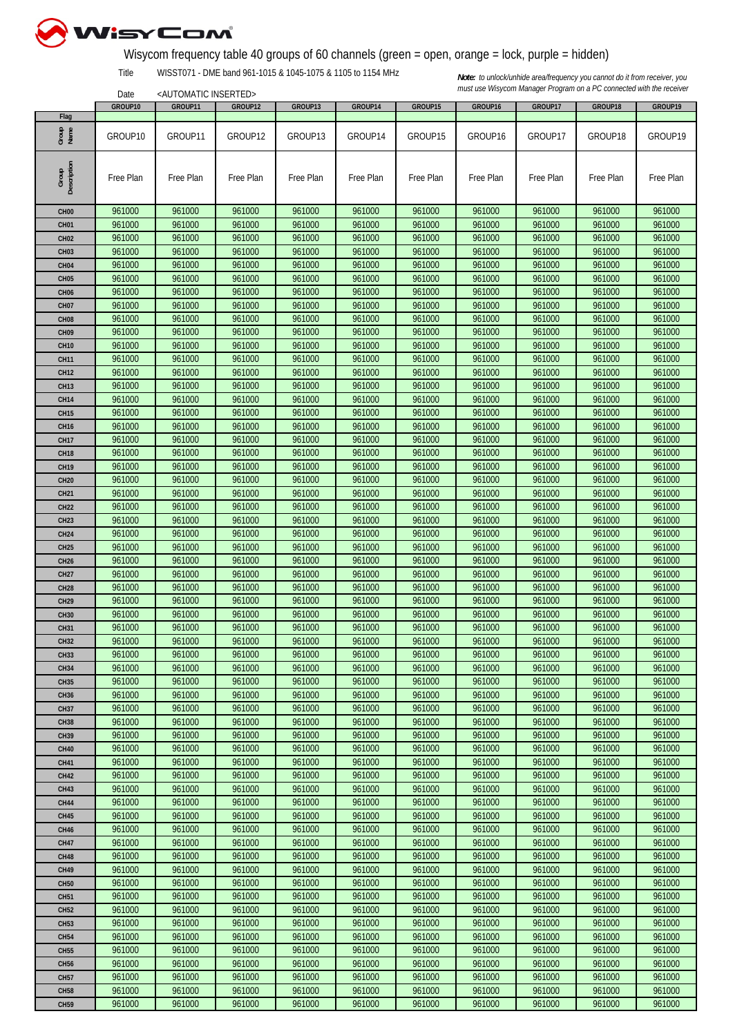Wisycom frequency table 40 groups of 60 channels (green = open, orange = lock, purple = hidden)

Title WISST071 - DME band 961-1015 & 1045-1075 & 1105 to 1154 MHz

Date <AUTOMATIC INSERTED>

*Note: to unlock/unhide area/frequency you cannot do it from receiver, you must use Wisycom Manager Program on a PC connected with the receiver*

| | GROUP10 | GROUP11 | GROUP12 | GROUP13 | GROUP14 | GROUP15 | GROUP16 | GROUP17 | GROUP18 | GROUP19 |
|---|---|---|---|---|---|---|---|---|---|---|
| Flag | | | | | | | | | | |
| Group Name | GROUP10 | GROUP11 | GROUP12 | GROUP13 | GROUP14 | GROUP15 | GROUP16 | GROUP17 | GROUP18 | GROUP19 |
| Group Description | Free Plan | Free Plan | Free Plan | Free Plan | Free Plan | Free Plan | Free Plan | Free Plan | Free Plan | Free Plan |
| CH00 | 961000 | 961000 | 961000 | 961000 | 961000 | 961000 | 961000 | 961000 | 961000 | 961000 |
| CH01 | 961000 | 961000 | 961000 | 961000 | 961000 | 961000 | 961000 | 961000 | 961000 | 961000 |
| CH02 | 961000 | 961000 | 961000 | 961000 | 961000 | 961000 | 961000 | 961000 | 961000 | 961000 |
| CH03 | 961000 | 961000 | 961000 | 961000 | 961000 | 961000 | 961000 | 961000 | 961000 | 961000 |
| CH04 | 961000 | 961000 | 961000 | 961000 | 961000 | 961000 | 961000 | 961000 | 961000 | 961000 |
| CH05 | 961000 | 961000 | 961000 | 961000 | 961000 | 961000 | 961000 | 961000 | 961000 | 961000 |
| CH06 | 961000 | 961000 | 961000 | 961000 | 961000 | 961000 | 961000 | 961000 | 961000 | 961000 |
| CH07 | 961000 | 961000 | 961000 | 961000 | 961000 | 961000 | 961000 | 961000 | 961000 | 961000 |
| CH08 | 961000 | 961000 | 961000 | 961000 | 961000 | 961000 | 961000 | 961000 | 961000 | 961000 |
| CH09 | 961000 | 961000 | 961000 | 961000 | 961000 | 961000 | 961000 | 961000 | 961000 | 961000 |
| CH10 | 961000 | 961000 | 961000 | 961000 | 961000 | 961000 | 961000 | 961000 | 961000 | 961000 |
| CH11 | 961000 | 961000 | 961000 | 961000 | 961000 | 961000 | 961000 | 961000 | 961000 | 961000 |
| CH12 | 961000 | 961000 | 961000 | 961000 | 961000 | 961000 | 961000 | 961000 | 961000 | 961000 |
| CH13 | 961000 | 961000 | 961000 | 961000 | 961000 | 961000 | 961000 | 961000 | 961000 | 961000 |
| CH14 | 961000 | 961000 | 961000 | 961000 | 961000 | 961000 | 961000 | 961000 | 961000 | 961000 |
| CH15 | 961000 | 961000 | 961000 | 961000 | 961000 | 961000 | 961000 | 961000 | 961000 | 961000 |
| CH16 | 961000 | 961000 | 961000 | 961000 | 961000 | 961000 | 961000 | 961000 | 961000 | 961000 |
| CH17 | 961000 | 961000 | 961000 | 961000 | 961000 | 961000 | 961000 | 961000 | 961000 | 961000 |
| CH18 | 961000 | 961000 | 961000 | 961000 | 961000 | 961000 | 961000 | 961000 | 961000 | 961000 |
| CH19 | 961000 | 961000 | 961000 | 961000 | 961000 | 961000 | 961000 | 961000 | 961000 | 961000 |
| CH20 | 961000 | 961000 | 961000 | 961000 | 961000 | 961000 | 961000 | 961000 | 961000 | 961000 |
| CH21 | 961000 | 961000 | 961000 | 961000 | 961000 | 961000 | 961000 | 961000 | 961000 | 961000 |
| CH22 | 961000 | 961000 | 961000 | 961000 | 961000 | 961000 | 961000 | 961000 | 961000 | 961000 |
| CH23 | 961000 | 961000 | 961000 | 961000 | 961000 | 961000 | 961000 | 961000 | 961000 | 961000 |
| CH24 | 961000 | 961000 | 961000 | 961000 | 961000 | 961000 | 961000 | 961000 | 961000 | 961000 |
| CH25 | 961000 | 961000 | 961000 | 961000 | 961000 | 961000 | 961000 | 961000 | 961000 | 961000 |
| CH26 | 961000 | 961000 | 961000 | 961000 | 961000 | 961000 | 961000 | 961000 | 961000 | 961000 |
| CH27 | 961000 | 961000 | 961000 | 961000 | 961000 | 961000 | 961000 | 961000 | 961000 | 961000 |
| CH28 | 961000 | 961000 | 961000 | 961000 | 961000 | 961000 | 961000 | 961000 | 961000 | 961000 |
| CH29 | 961000 | 961000 | 961000 | 961000 | 961000 | 961000 | 961000 | 961000 | 961000 | 961000 |
| CH30 | 961000 | 961000 | 961000 | 961000 | 961000 | 961000 | 961000 | 961000 | 961000 | 961000 |
| CH31 | 961000 | 961000 | 961000 | 961000 | 961000 | 961000 | 961000 | 961000 | 961000 | 961000 |
| CH32 | 961000 | 961000 | 961000 | 961000 | 961000 | 961000 | 961000 | 961000 | 961000 | 961000 |
| CH33 | 961000 | 961000 | 961000 | 961000 | 961000 | 961000 | 961000 | 961000 | 961000 | 961000 |
| CH34 | 961000 | 961000 | 961000 | 961000 | 961000 | 961000 | 961000 | 961000 | 961000 | 961000 |
| CH35 | 961000 | 961000 | 961000 | 961000 | 961000 | 961000 | 961000 | 961000 | 961000 | 961000 |
| CH36 | 961000 | 961000 | 961000 | 961000 | 961000 | 961000 | 961000 | 961000 | 961000 | 961000 |
| CH37 | 961000 | 961000 | 961000 | 961000 | 961000 | 961000 | 961000 | 961000 | 961000 | 961000 |
| CH38 | 961000 | 961000 | 961000 | 961000 | 961000 | 961000 | 961000 | 961000 | 961000 | 961000 |
| CH39 | 961000 | 961000 | 961000 | 961000 | 961000 | 961000 | 961000 | 961000 | 961000 | 961000 |
| CH40 | 961000 | 961000 | 961000 | 961000 | 961000 | 961000 | 961000 | 961000 | 961000 | 961000 |
| CH41 | 961000 | 961000 | 961000 | 961000 | 961000 | 961000 | 961000 | 961000 | 961000 | 961000 |
| CH42 | 961000 | 961000 | 961000 | 961000 | 961000 | 961000 | 961000 | 961000 | 961000 | 961000 |
| CH43 | 961000 | 961000 | 961000 | 961000 | 961000 | 961000 | 961000 | 961000 | 961000 | 961000 |
| CH44 | 961000 | 961000 | 961000 | 961000 | 961000 | 961000 | 961000 | 961000 | 961000 | 961000 |
| CH45 | 961000 | 961000 | 961000 | 961000 | 961000 | 961000 | 961000 | 961000 | 961000 | 961000 |
| CH46 | 961000 | 961000 | 961000 | 961000 | 961000 | 961000 | 961000 | 961000 | 961000 | 961000 |
| CH47 | 961000 | 961000 | 961000 | 961000 | 961000 | 961000 | 961000 | 961000 | 961000 | 961000 |
| CH48 | 961000 | 961000 | 961000 | 961000 | 961000 | 961000 | 961000 | 961000 | 961000 | 961000 |
| CH49 | 961000 | 961000 | 961000 | 961000 | 961000 | 961000 | 961000 | 961000 | 961000 | 961000 |
| CH50 | 961000 | 961000 | 961000 | 961000 | 961000 | 961000 | 961000 | 961000 | 961000 | 961000 |
| CH51 | 961000 | 961000 | 961000 | 961000 | 961000 | 961000 | 961000 | 961000 | 961000 | 961000 |
| CH52 | 961000 | 961000 | 961000 | 961000 | 961000 | 961000 | 961000 | 961000 | 961000 | 961000 |
| CH53 | 961000 | 961000 | 961000 | 961000 | 961000 | 961000 | 961000 | 961000 | 961000 | 961000 |
| CH54 | 961000 | 961000 | 961000 | 961000 | 961000 | 961000 | 961000 | 961000 | 961000 | 961000 |
| CH55 | 961000 | 961000 | 961000 | 961000 | 961000 | 961000 | 961000 | 961000 | 961000 | 961000 |
| CH56 | 961000 | 961000 | 961000 | 961000 | 961000 | 961000 | 961000 | 961000 | 961000 | 961000 |
| CH57 | 961000 | 961000 | 961000 | 961000 | 961000 | 961000 | 961000 | 961000 | 961000 | 961000 |
| CH58 | 961000 | 961000 | 961000 | 961000 | 961000 | 961000 | 961000 | 961000 | 961000 | 961000 |
| CH59 | 961000 | 961000 | 961000 | 961000 | 961000 | 961000 | 961000 | 961000 | 961000 | 961000 |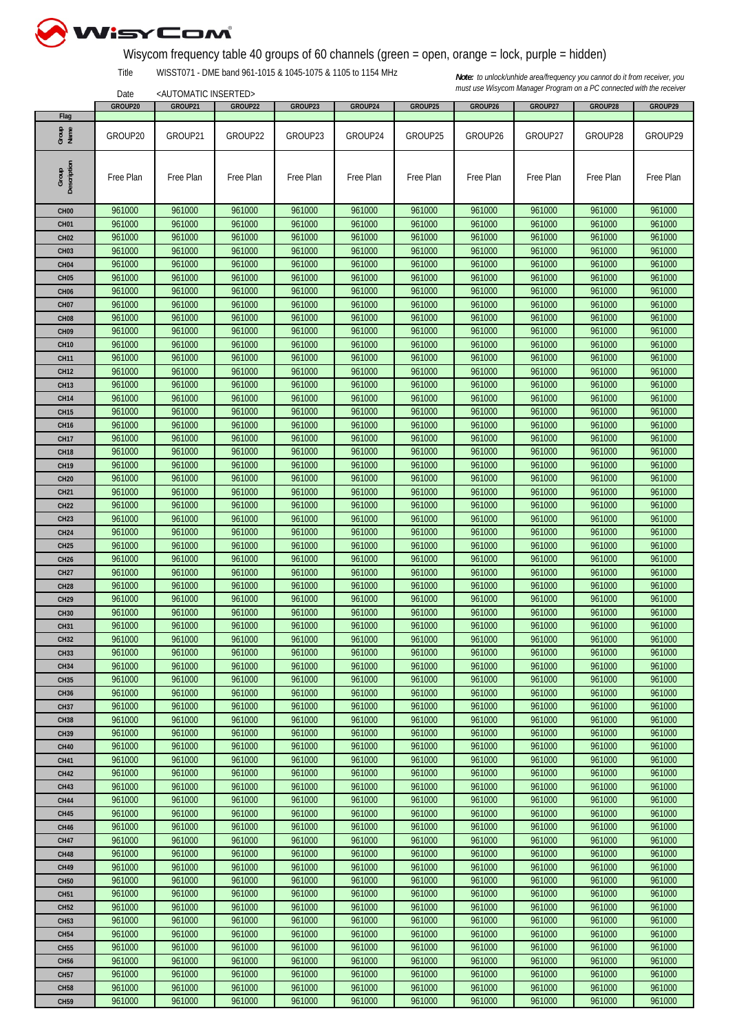# Wisycom frequency table 40 groups of 60 channels (green = open, orange = lock, purple = hidden)

Title WISST071 - DME band 961-1015 & 1045-1075 & 1105 to 1154 MHz

Date <AUTOMATIC INSERTED>

***Note:*** *to unlock/unhide area/frequency you cannot do it from receiver, you must use Wisycom Manager Program on a PC connected with the receiver*

| | GROUP20 | GROUP21 | GROUP22 | GROUP23 | GROUP24 | GROUP25 | GROUP26 | GROUP27 | GROUP28 | GROUP29 |
|---|---|---|---|---|---|---|---|---|---|---|
| Flag | | | | | | | | | | |
| Group Name | GROUP20 | GROUP21 | GROUP22 | GROUP23 | GROUP24 | GROUP25 | GROUP26 | GROUP27 | GROUP28 | GROUP29 |
| Group Description | Free Plan | Free Plan | Free Plan | Free Plan | Free Plan | Free Plan | Free Plan | Free Plan | Free Plan | Free Plan |
| CH00 | 961000 | 961000 | 961000 | 961000 | 961000 | 961000 | 961000 | 961000 | 961000 | 961000 |
| CH01 | 961000 | 961000 | 961000 | 961000 | 961000 | 961000 | 961000 | 961000 | 961000 | 961000 |
| CH02 | 961000 | 961000 | 961000 | 961000 | 961000 | 961000 | 961000 | 961000 | 961000 | 961000 |
| CH03 | 961000 | 961000 | 961000 | 961000 | 961000 | 961000 | 961000 | 961000 | 961000 | 961000 |
| CH04 | 961000 | 961000 | 961000 | 961000 | 961000 | 961000 | 961000 | 961000 | 961000 | 961000 |
| CH05 | 961000 | 961000 | 961000 | 961000 | 961000 | 961000 | 961000 | 961000 | 961000 | 961000 |
| CH06 | 961000 | 961000 | 961000 | 961000 | 961000 | 961000 | 961000 | 961000 | 961000 | 961000 |
| CH07 | 961000 | 961000 | 961000 | 961000 | 961000 | 961000 | 961000 | 961000 | 961000 | 961000 |
| CH08 | 961000 | 961000 | 961000 | 961000 | 961000 | 961000 | 961000 | 961000 | 961000 | 961000 |
| CH09 | 961000 | 961000 | 961000 | 961000 | 961000 | 961000 | 961000 | 961000 | 961000 | 961000 |
| CH10 | 961000 | 961000 | 961000 | 961000 | 961000 | 961000 | 961000 | 961000 | 961000 | 961000 |
| CH11 | 961000 | 961000 | 961000 | 961000 | 961000 | 961000 | 961000 | 961000 | 961000 | 961000 |
| CH12 | 961000 | 961000 | 961000 | 961000 | 961000 | 961000 | 961000 | 961000 | 961000 | 961000 |
| CH13 | 961000 | 961000 | 961000 | 961000 | 961000 | 961000 | 961000 | 961000 | 961000 | 961000 |
| CH14 | 961000 | 961000 | 961000 | 961000 | 961000 | 961000 | 961000 | 961000 | 961000 | 961000 |
| CH15 | 961000 | 961000 | 961000 | 961000 | 961000 | 961000 | 961000 | 961000 | 961000 | 961000 |
| CH16 | 961000 | 961000 | 961000 | 961000 | 961000 | 961000 | 961000 | 961000 | 961000 | 961000 |
| CH17 | 961000 | 961000 | 961000 | 961000 | 961000 | 961000 | 961000 | 961000 | 961000 | 961000 |
| CH18 | 961000 | 961000 | 961000 | 961000 | 961000 | 961000 | 961000 | 961000 | 961000 | 961000 |
| CH19 | 961000 | 961000 | 961000 | 961000 | 961000 | 961000 | 961000 | 961000 | 961000 | 961000 |
| CH20 | 961000 | 961000 | 961000 | 961000 | 961000 | 961000 | 961000 | 961000 | 961000 | 961000 |
| CH21 | 961000 | 961000 | 961000 | 961000 | 961000 | 961000 | 961000 | 961000 | 961000 | 961000 |
| CH22 | 961000 | 961000 | 961000 | 961000 | 961000 | 961000 | 961000 | 961000 | 961000 | 961000 |
| CH23 | 961000 | 961000 | 961000 | 961000 | 961000 | 961000 | 961000 | 961000 | 961000 | 961000 |
| CH24 | 961000 | 961000 | 961000 | 961000 | 961000 | 961000 | 961000 | 961000 | 961000 | 961000 |
| CH25 | 961000 | 961000 | 961000 | 961000 | 961000 | 961000 | 961000 | 961000 | 961000 | 961000 |
| CH26 | 961000 | 961000 | 961000 | 961000 | 961000 | 961000 | 961000 | 961000 | 961000 | 961000 |
| CH27 | 961000 | 961000 | 961000 | 961000 | 961000 | 961000 | 961000 | 961000 | 961000 | 961000 |
| CH28 | 961000 | 961000 | 961000 | 961000 | 961000 | 961000 | 961000 | 961000 | 961000 | 961000 |
| CH29 | 961000 | 961000 | 961000 | 961000 | 961000 | 961000 | 961000 | 961000 | 961000 | 961000 |
| CH30 | 961000 | 961000 | 961000 | 961000 | 961000 | 961000 | 961000 | 961000 | 961000 | 961000 |
| CH31 | 961000 | 961000 | 961000 | 961000 | 961000 | 961000 | 961000 | 961000 | 961000 | 961000 |
| CH32 | 961000 | 961000 | 961000 | 961000 | 961000 | 961000 | 961000 | 961000 | 961000 | 961000 |
| CH33 | 961000 | 961000 | 961000 | 961000 | 961000 | 961000 | 961000 | 961000 | 961000 | 961000 |
| CH34 | 961000 | 961000 | 961000 | 961000 | 961000 | 961000 | 961000 | 961000 | 961000 | 961000 |
| CH35 | 961000 | 961000 | 961000 | 961000 | 961000 | 961000 | 961000 | 961000 | 961000 | 961000 |
| CH36 | 961000 | 961000 | 961000 | 961000 | 961000 | 961000 | 961000 | 961000 | 961000 | 961000 |
| CH37 | 961000 | 961000 | 961000 | 961000 | 961000 | 961000 | 961000 | 961000 | 961000 | 961000 |
| CH38 | 961000 | 961000 | 961000 | 961000 | 961000 | 961000 | 961000 | 961000 | 961000 | 961000 |
| CH39 | 961000 | 961000 | 961000 | 961000 | 961000 | 961000 | 961000 | 961000 | 961000 | 961000 |
| CH40 | 961000 | 961000 | 961000 | 961000 | 961000 | 961000 | 961000 | 961000 | 961000 | 961000 |
| CH41 | 961000 | 961000 | 961000 | 961000 | 961000 | 961000 | 961000 | 961000 | 961000 | 961000 |
| CH42 | 961000 | 961000 | 961000 | 961000 | 961000 | 961000 | 961000 | 961000 | 961000 | 961000 |
| CH43 | 961000 | 961000 | 961000 | 961000 | 961000 | 961000 | 961000 | 961000 | 961000 | 961000 |
| CH44 | 961000 | 961000 | 961000 | 961000 | 961000 | 961000 | 961000 | 961000 | 961000 | 961000 |
| CH45 | 961000 | 961000 | 961000 | 961000 | 961000 | 961000 | 961000 | 961000 | 961000 | 961000 |
| CH46 | 961000 | 961000 | 961000 | 961000 | 961000 | 961000 | 961000 | 961000 | 961000 | 961000 |
| CH47 | 961000 | 961000 | 961000 | 961000 | 961000 | 961000 | 961000 | 961000 | 961000 | 961000 |
| CH48 | 961000 | 961000 | 961000 | 961000 | 961000 | 961000 | 961000 | 961000 | 961000 | 961000 |
| CH49 | 961000 | 961000 | 961000 | 961000 | 961000 | 961000 | 961000 | 961000 | 961000 | 961000 |
| CH50 | 961000 | 961000 | 961000 | 961000 | 961000 | 961000 | 961000 | 961000 | 961000 | 961000 |
| CH51 | 961000 | 961000 | 961000 | 961000 | 961000 | 961000 | 961000 | 961000 | 961000 | 961000 |
| CH52 | 961000 | 961000 | 961000 | 961000 | 961000 | 961000 | 961000 | 961000 | 961000 | 961000 |
| CH53 | 961000 | 961000 | 961000 | 961000 | 961000 | 961000 | 961000 | 961000 | 961000 | 961000 |
| CH54 | 961000 | 961000 | 961000 | 961000 | 961000 | 961000 | 961000 | 961000 | 961000 | 961000 |
| CH55 | 961000 | 961000 | 961000 | 961000 | 961000 | 961000 | 961000 | 961000 | 961000 | 961000 |
| CH56 | 961000 | 961000 | 961000 | 961000 | 961000 | 961000 | 961000 | 961000 | 961000 | 961000 |
| CH57 | 961000 | 961000 | 961000 | 961000 | 961000 | 961000 | 961000 | 961000 | 961000 | 961000 |
| CH58 | 961000 | 961000 | 961000 | 961000 | 961000 | 961000 | 961000 | 961000 | 961000 | 961000 |
| CH59 | 961000 | 961000 | 961000 | 961000 | 961000 | 961000 | 961000 | 961000 | 961000 | 961000 |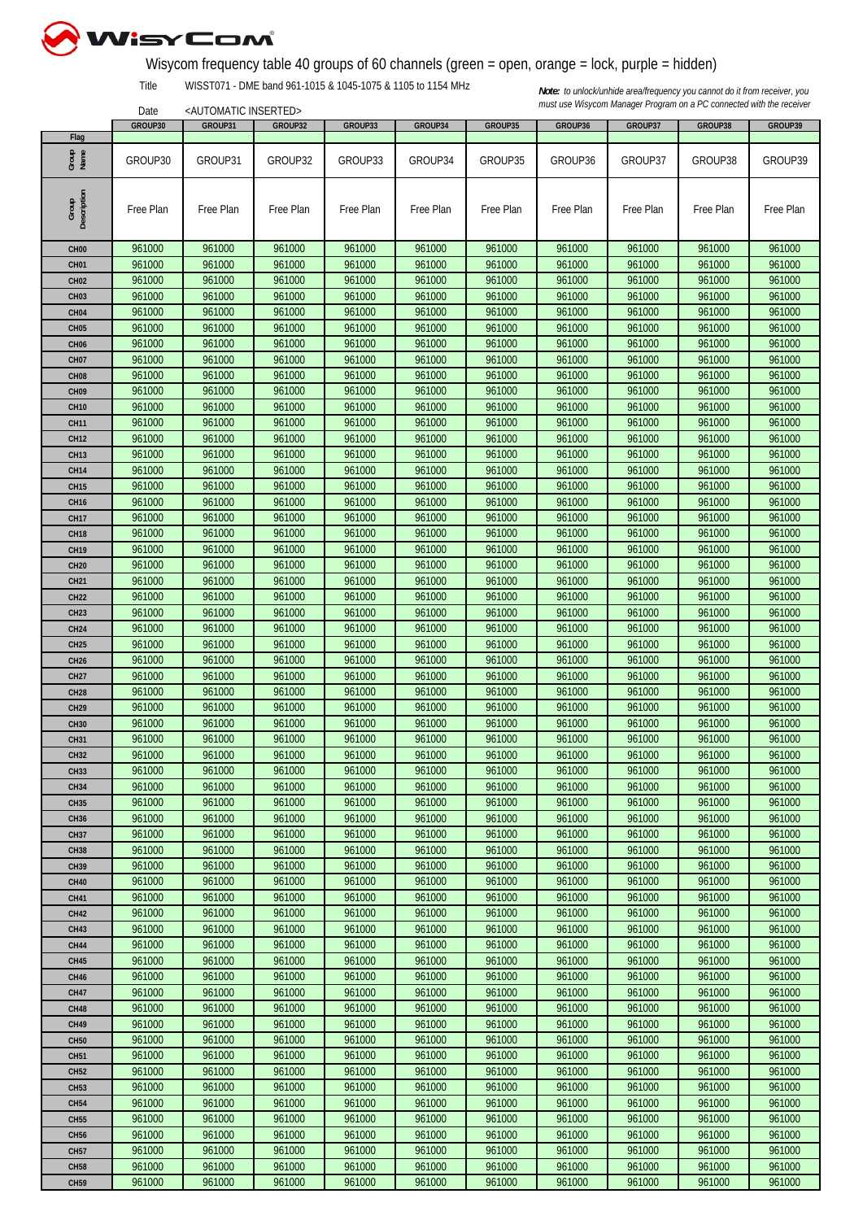Wisycom frequency table 40 groups of 60 channels (green = open, orange = lock, purple = hidden)

Title WISST071 - DME band 961-1015 & 1045-1075 & 1105 to 1154 MHz

Date <AUTOMATIC INSERTED>

*Note: to unlock/unhide area/frequency you cannot do it from receiver, you must use Wisycom Manager Program on a PC connected with the receiver*

| | GROUP30 | GROUP31 | GROUP32 | GROUP33 | GROUP34 | GROUP35 | GROUP36 | GROUP37 | GROUP38 | GROUP39 |
|---|---|---|---|---|---|---|---|---|---|---|
| Flag | | | | | | | | | | |
| Group Name | GROUP30 | GROUP31 | GROUP32 | GROUP33 | GROUP34 | GROUP35 | GROUP36 | GROUP37 | GROUP38 | GROUP39 |
| Group Description | Free Plan | Free Plan | Free Plan | Free Plan | Free Plan | Free Plan | Free Plan | Free Plan | Free Plan | Free Plan |
| CH00 | 961000 | 961000 | 961000 | 961000 | 961000 | 961000 | 961000 | 961000 | 961000 | 961000 |
| CH01 | 961000 | 961000 | 961000 | 961000 | 961000 | 961000 | 961000 | 961000 | 961000 | 961000 |
| CH02 | 961000 | 961000 | 961000 | 961000 | 961000 | 961000 | 961000 | 961000 | 961000 | 961000 |
| CH03 | 961000 | 961000 | 961000 | 961000 | 961000 | 961000 | 961000 | 961000 | 961000 | 961000 |
| CH04 | 961000 | 961000 | 961000 | 961000 | 961000 | 961000 | 961000 | 961000 | 961000 | 961000 |
| CH05 | 961000 | 961000 | 961000 | 961000 | 961000 | 961000 | 961000 | 961000 | 961000 | 961000 |
| CH06 | 961000 | 961000 | 961000 | 961000 | 961000 | 961000 | 961000 | 961000 | 961000 | 961000 |
| CH07 | 961000 | 961000 | 961000 | 961000 | 961000 | 961000 | 961000 | 961000 | 961000 | 961000 |
| CH08 | 961000 | 961000 | 961000 | 961000 | 961000 | 961000 | 961000 | 961000 | 961000 | 961000 |
| CH09 | 961000 | 961000 | 961000 | 961000 | 961000 | 961000 | 961000 | 961000 | 961000 | 961000 |
| CH10 | 961000 | 961000 | 961000 | 961000 | 961000 | 961000 | 961000 | 961000 | 961000 | 961000 |
| CH11 | 961000 | 961000 | 961000 | 961000 | 961000 | 961000 | 961000 | 961000 | 961000 | 961000 |
| CH12 | 961000 | 961000 | 961000 | 961000 | 961000 | 961000 | 961000 | 961000 | 961000 | 961000 |
| CH13 | 961000 | 961000 | 961000 | 961000 | 961000 | 961000 | 961000 | 961000 | 961000 | 961000 |
| CH14 | 961000 | 961000 | 961000 | 961000 | 961000 | 961000 | 961000 | 961000 | 961000 | 961000 |
| CH15 | 961000 | 961000 | 961000 | 961000 | 961000 | 961000 | 961000 | 961000 | 961000 | 961000 |
| CH16 | 961000 | 961000 | 961000 | 961000 | 961000 | 961000 | 961000 | 961000 | 961000 | 961000 |
| CH17 | 961000 | 961000 | 961000 | 961000 | 961000 | 961000 | 961000 | 961000 | 961000 | 961000 |
| CH18 | 961000 | 961000 | 961000 | 961000 | 961000 | 961000 | 961000 | 961000 | 961000 | 961000 |
| CH19 | 961000 | 961000 | 961000 | 961000 | 961000 | 961000 | 961000 | 961000 | 961000 | 961000 |
| CH20 | 961000 | 961000 | 961000 | 961000 | 961000 | 961000 | 961000 | 961000 | 961000 | 961000 |
| CH21 | 961000 | 961000 | 961000 | 961000 | 961000 | 961000 | 961000 | 961000 | 961000 | 961000 |
| CH22 | 961000 | 961000 | 961000 | 961000 | 961000 | 961000 | 961000 | 961000 | 961000 | 961000 |
| CH23 | 961000 | 961000 | 961000 | 961000 | 961000 | 961000 | 961000 | 961000 | 961000 | 961000 |
| CH24 | 961000 | 961000 | 961000 | 961000 | 961000 | 961000 | 961000 | 961000 | 961000 | 961000 |
| CH25 | 961000 | 961000 | 961000 | 961000 | 961000 | 961000 | 961000 | 961000 | 961000 | 961000 |
| CH26 | 961000 | 961000 | 961000 | 961000 | 961000 | 961000 | 961000 | 961000 | 961000 | 961000 |
| CH27 | 961000 | 961000 | 961000 | 961000 | 961000 | 961000 | 961000 | 961000 | 961000 | 961000 |
| CH28 | 961000 | 961000 | 961000 | 961000 | 961000 | 961000 | 961000 | 961000 | 961000 | 961000 |
| CH29 | 961000 | 961000 | 961000 | 961000 | 961000 | 961000 | 961000 | 961000 | 961000 | 961000 |
| CH30 | 961000 | 961000 | 961000 | 961000 | 961000 | 961000 | 961000 | 961000 | 961000 | 961000 |
| CH31 | 961000 | 961000 | 961000 | 961000 | 961000 | 961000 | 961000 | 961000 | 961000 | 961000 |
| CH32 | 961000 | 961000 | 961000 | 961000 | 961000 | 961000 | 961000 | 961000 | 961000 | 961000 |
| CH33 | 961000 | 961000 | 961000 | 961000 | 961000 | 961000 | 961000 | 961000 | 961000 | 961000 |
| CH34 | 961000 | 961000 | 961000 | 961000 | 961000 | 961000 | 961000 | 961000 | 961000 | 961000 |
| CH35 | 961000 | 961000 | 961000 | 961000 | 961000 | 961000 | 961000 | 961000 | 961000 | 961000 |
| CH36 | 961000 | 961000 | 961000 | 961000 | 961000 | 961000 | 961000 | 961000 | 961000 | 961000 |
| CH37 | 961000 | 961000 | 961000 | 961000 | 961000 | 961000 | 961000 | 961000 | 961000 | 961000 |
| CH38 | 961000 | 961000 | 961000 | 961000 | 961000 | 961000 | 961000 | 961000 | 961000 | 961000 |
| CH39 | 961000 | 961000 | 961000 | 961000 | 961000 | 961000 | 961000 | 961000 | 961000 | 961000 |
| CH40 | 961000 | 961000 | 961000 | 961000 | 961000 | 961000 | 961000 | 961000 | 961000 | 961000 |
| CH41 | 961000 | 961000 | 961000 | 961000 | 961000 | 961000 | 961000 | 961000 | 961000 | 961000 |
| CH42 | 961000 | 961000 | 961000 | 961000 | 961000 | 961000 | 961000 | 961000 | 961000 | 961000 |
| CH43 | 961000 | 961000 | 961000 | 961000 | 961000 | 961000 | 961000 | 961000 | 961000 | 961000 |
| CH44 | 961000 | 961000 | 961000 | 961000 | 961000 | 961000 | 961000 | 961000 | 961000 | 961000 |
| CH45 | 961000 | 961000 | 961000 | 961000 | 961000 | 961000 | 961000 | 961000 | 961000 | 961000 |
| CH46 | 961000 | 961000 | 961000 | 961000 | 961000 | 961000 | 961000 | 961000 | 961000 | 961000 |
| CH47 | 961000 | 961000 | 961000 | 961000 | 961000 | 961000 | 961000 | 961000 | 961000 | 961000 |
| CH48 | 961000 | 961000 | 961000 | 961000 | 961000 | 961000 | 961000 | 961000 | 961000 | 961000 |
| CH49 | 961000 | 961000 | 961000 | 961000 | 961000 | 961000 | 961000 | 961000 | 961000 | 961000 |
| CH50 | 961000 | 961000 | 961000 | 961000 | 961000 | 961000 | 961000 | 961000 | 961000 | 961000 |
| CH51 | 961000 | 961000 | 961000 | 961000 | 961000 | 961000 | 961000 | 961000 | 961000 | 961000 |
| CH52 | 961000 | 961000 | 961000 | 961000 | 961000 | 961000 | 961000 | 961000 | 961000 | 961000 |
| CH53 | 961000 | 961000 | 961000 | 961000 | 961000 | 961000 | 961000 | 961000 | 961000 | 961000 |
| CH54 | 961000 | 961000 | 961000 | 961000 | 961000 | 961000 | 961000 | 961000 | 961000 | 961000 |
| CH55 | 961000 | 961000 | 961000 | 961000 | 961000 | 961000 | 961000 | 961000 | 961000 | 961000 |
| CH56 | 961000 | 961000 | 961000 | 961000 | 961000 | 961000 | 961000 | 961000 | 961000 | 961000 |
| CH57 | 961000 | 961000 | 961000 | 961000 | 961000 | 961000 | 961000 | 961000 | 961000 | 961000 |
| CH58 | 961000 | 961000 | 961000 | 961000 | 961000 | 961000 | 961000 | 961000 | 961000 | 961000 |
| CH59 | 961000 | 961000 | 961000 | 961000 | 961000 | 961000 | 961000 | 961000 | 961000 | 961000 |